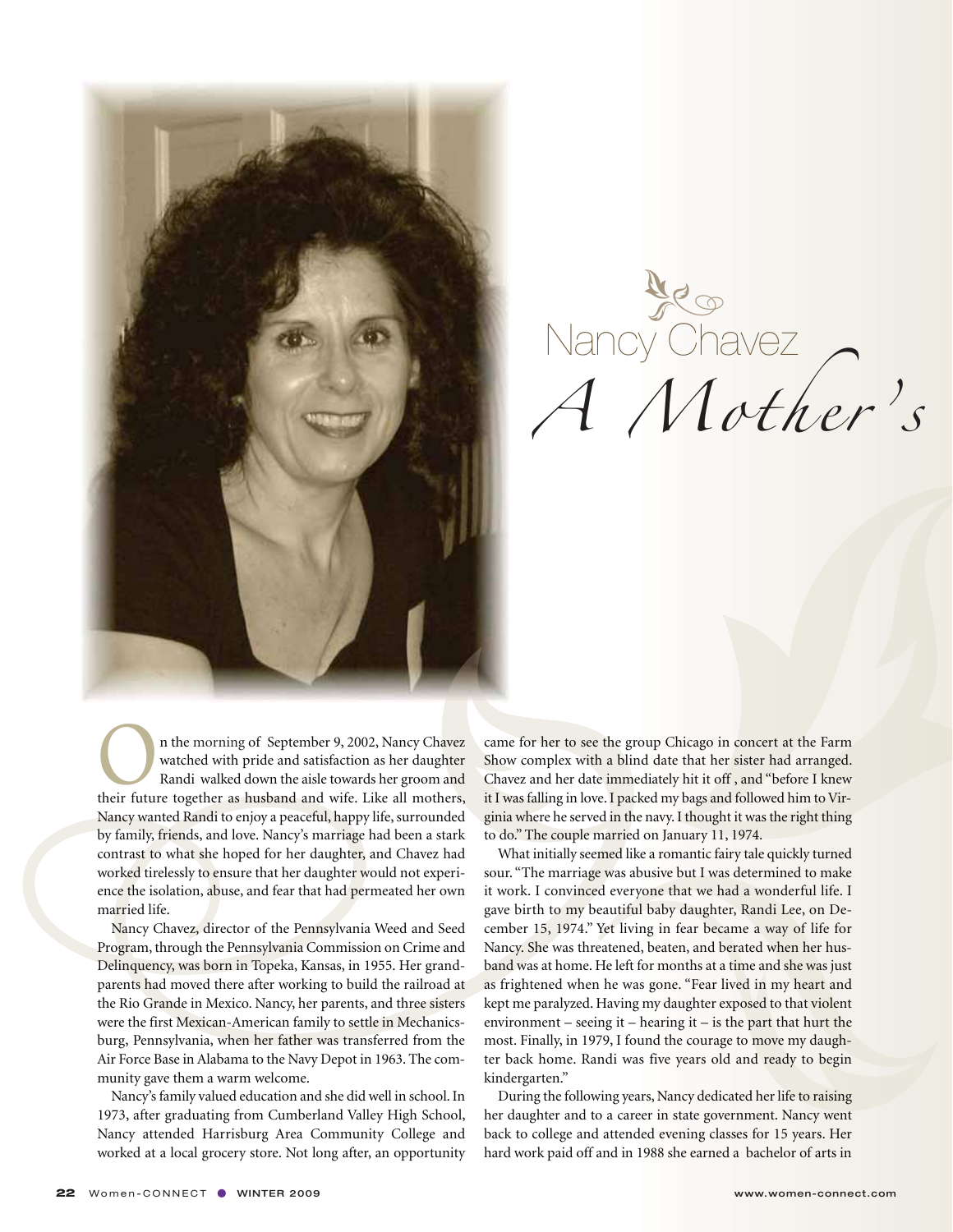# Nancy Chavez

## *A Mother's*

On the morning of September 9, 2002, Nancy Chavez watched with pride and satisfaction as her daughter Randi walked down the aisle towards her groom and their future together as husband and wife. Like all mothers, Nancy wanted Randi to enjoy a peaceful, happy life, surrounded by family, friends, and love. Nancy's marriage had been a stark contrast to what she hoped for her daughter, and Chavez had worked tirelessly to ensure that her daughter would not experience the isolation, abuse, and fear that had permeated her own married life.

Nancy Chavez, director of the Pennsylvania Weed and Seed Program, through the Pennsylvania Commission on Crime and Delinquency, was born in Topeka, Kansas, in 1955. Her grandparents had moved there after working to build the railroad at the Rio Grande in Mexico. Nancy, her parents, and three sisters were the first Mexican-American family to settle in Mechanicsburg, Pennsylvania, when her father was transferred from the Air Force Base in Alabama to the Navy Depot in 1963. The community gave them a warm welcome.

Nancy's family valued education and she did well in school. In 1973, after graduating from Cumberland Valley High School, Nancy attended Harrisburg Area Community College and worked at a local grocery store. Not long after, an opportunity came for her to see the group Chicago in concert at the Farm Show complex with a blind date that her sister had arranged. Chavez and her date immediately hit it off , and "before I knew it I was falling in love. I packed my bags and followed him to Virginia where he served in the navy. I thought it was the right thing to do." The couple married on January 11, 1974.

What initially seemed like a romantic fairy tale quickly turned sour. "The marriage was abusive but I was determined to make it work. I convinced everyone that we had a wonderful life. I gave birth to my beautiful baby daughter, Randi Lee, on December 15, 1974." Yet living in fear became a way of life for Nancy. She was threatened, beaten, and berated when her husband was at home. He left for months at a time and she was just as frightened when he was gone. "Fear lived in my heart and kept me paralyzed. Having my daughter exposed to that violent environment – seeing it – hearing it – is the part that hurt the most. Finally, in 1979, I found the courage to move my daughter back home. Randi was five years old and ready to begin kindergarten."

During the following years, Nancy dedicated her life to raising her daughter and to a career in state government. Nancy went back to college and attended evening classes for 15 years. Her hard work paid off and in 1988 she earned a bachelor of arts in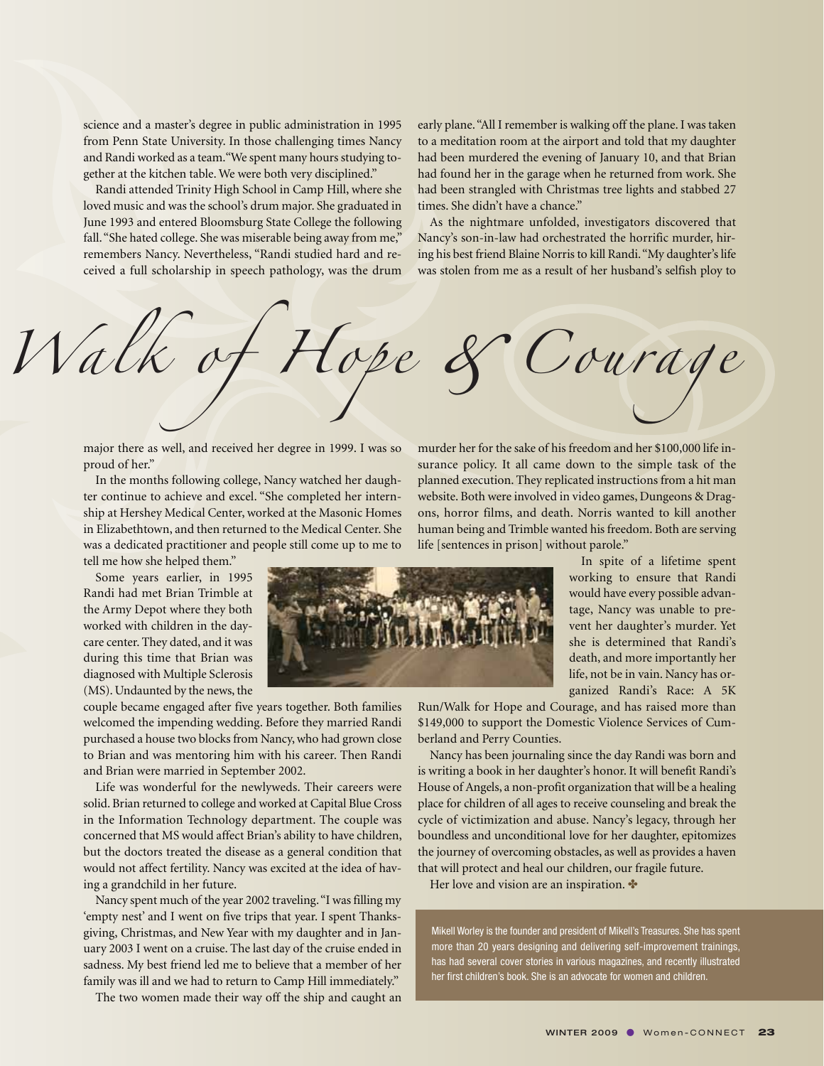science and a master's degree in public administration in 1995 from Penn State University. In those challenging times Nancy and Randi worked as a team. "We spent many hours studying together at the kitchen table. We were both very disciplined."

Randi attended Trinity High School in Camp Hill, where she loved music and was the school's drum major. She graduated in June 1993 and entered Bloomsburg State College the following fall. "She hated college. She was miserable being away from me," remembers Nancy. Nevertheless, "Randi studied hard and received a full scholarship in speech pathology, was the drum major there as well, and received her degree in 1999. I was so proud of her."

In the months following college, Nancy watched her daughter continue to achieve and excel. "She completed her internship at Hershey Medical Center, worked at the Masonic Homes in Elizabethtown, and then returned to the Medical Center. She was a dedicated practitioner and people still come up to me to tell me how she helped them."

Some years earlier, in 1995 Randi had met Brian Trimble at the Army Depot where they both worked with children in the daycare center. They dated, and it was during this time that Brian was diagnosed with Multiple Sclerosis (MS). Undaunted by the news, the couple became engaged after five years together. Both families welcomed the impending wedding. Before they married Randi purchased a house two blocks from Nancy, who had grown close to Brian and was mentoring him with his career. Then Randi and Brian were married in September 2002.

Life was wonderful for the newlyweds. Their careers were solid. Brian returned to college and worked at Capital Blue Cross in the Information Technology department. The couple was concerned that MS would affect Brian's ability to have children, but the doctors treated the disease as a general condition that would not affect fertility. Nancy was excited at the idea of having a grandchild in her future.

Nancy spent much of the year 2002 traveling. "I was filling my 'empty nest' and I went on five trips that year. I spent Thanksgiving, Christmas, and New Year with my daughter and in January 2003 I went on a cruise. The last day of the cruise ended in sadness. My best friend led me to believe that a member of her family was ill and we had to return to Camp Hill immediately."

The two women made their way off the ship and caught an early plane. "All I remember is walking off the plane. I was taken to a meditation room at the airport and told that my daughter had been murdered the evening of January 10, and that Brian had found her in the garage when he returned from work. She had been strangled with Christmas tree lights and stabbed 27 times. She didn't have a chance."

As the nightmare unfolded, investigators discovered that Nancy's son-in-law had orchestrated the horrific murder, hiring his best friend Blaine Norris to kill Randi. "My daughter's life was stolen from me as a result of her husband's selfish ploy to murder her for the sake of his freedom and her $100,000 life insurance policy. It all came down to the simple task of the planned execution. They replicated instructions from a hit man website. Both were involved in video games, Dungeons & Dragons, horror films, and death. Norris wanted to kill another human being and Trimble wanted his freedom. Both are serving life [sentences in prison] without parole."

*Walk of Hope & Courage*

In spite of a lifetime spent working to ensure that Randi would have every possible advantage, Nancy was unable to prevent her daughter's murder. Yet she is determined that Randi's death, and more importantly her life, not be in vain. Nancy has organized Randi's Race: A 5K Run/Walk for Hope and Courage, and has raised more than $149,000 to support the Domestic Violence Services of Cumberland and Perry Counties.

Nancy has been journaling since the day Randi was born and is writing a book in her daughter's honor. It will benefit Randi's House of Angels, a non-profit organization that will be a healing place for children of all ages to receive counseling and break the cycle of victimization and abuse. Nancy's legacy, through her boundless and unconditional love for her daughter, epitomizes the journey of overcoming obstacles, as well as provides a haven that will protect and heal our children, our fragile future.

Her love and vision are an inspiration. ✤

Mikell Worley is the founder and president of Mikell's Treasures. She has spent more than 20 years designing and delivering self-improvement trainings, has had several cover stories in various magazines, and recently illustrated her first children's book. She is an advocate for women and children.